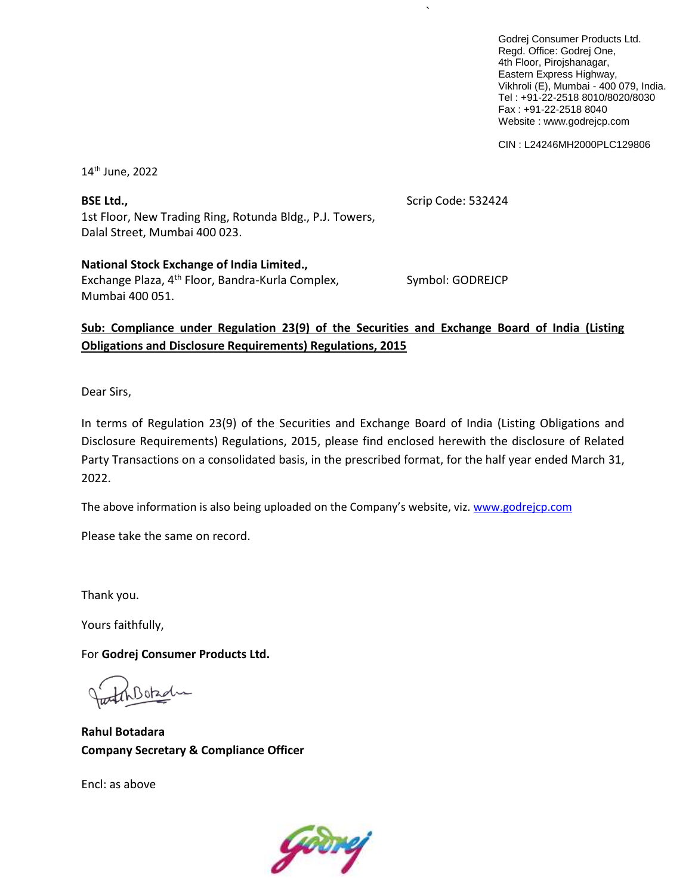Godrej Consumer Products Ltd.
Regd. Office: Godrej One,
4th Floor, Pirojshanagar,
Eastern Express Highway,
Vikhroli (E), Mumbai - 400 079, India.
Tel : +91-22-2518 8010/8020/8030
Fax : +91-22-2518 8040
Website : www.godrejcp.com

CIN : L24246MH2000PLC129806

14th June, 2022

**BSE Ltd.,**
1st Floor, New Trading Ring, Rotunda Bldg., P.J. Towers,
Dalal Street, Mumbai 400 023.

Scrip Code: 532424

**National Stock Exchange of India Limited.,**
Exchange Plaza, 4th Floor, Bandra-Kurla Complex,
Mumbai 400 051.

Symbol: GODREJCP

**Sub: Compliance under Regulation 23(9) of the Securities and Exchange Board of India (Listing Obligations and Disclosure Requirements) Regulations, 2015**

Dear Sirs,

In terms of Regulation 23(9) of the Securities and Exchange Board of India (Listing Obligations and Disclosure Requirements) Regulations, 2015, please find enclosed herewith the disclosure of Related Party Transactions on a consolidated basis, in the prescribed format, for the half year ended March 31, 2022.

The above information is also being uploaded on the Company's website, viz. www.godrejcp.com

Please take the same on record.

Thank you.

Yours faithfully,

For **Godrej Consumer Products Ltd.**

**Rahul Botadara**
**Company Secretary & Compliance Officer**

Encl: as above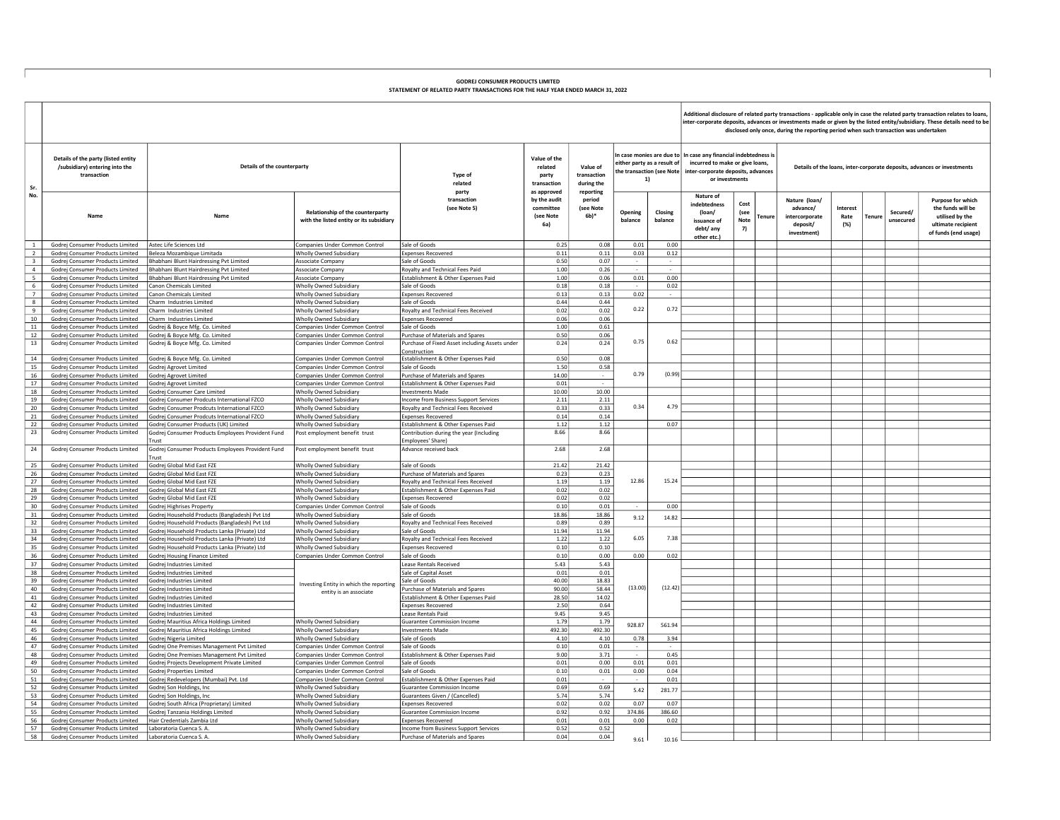**GODREJ CONSUMER PRODUCTS LIMITED**
**STATEMENT OF RELATED PARTY TRANSACTIONS FOR THE HALF YEAR ENDED MARCH 31, 2022**

| Sr. No. | Details of the party (listed entity /subsidiary) entering into the transaction | Details of the counterparty | | Type of related party transaction (see Note 5) | Value of the related party transaction as approved by the audit committee (see Note 6a) | Value of transaction during the reporting period (see Note 6b)* | In case monies are due to either party as a result of the transaction (see Note 1) | | Additional disclosure of related party transactions - applicable only in case the related party transaction relates to loans, inter-corporate deposits, advances or investments made or given by the listed entity/subsidiary. These details need to be disclosed only once, during the reporting period when such transaction was undertaken | | | | | | | |
|---|---|---|---|---|---|---|---|---|---|---|---|---|---|---|---|---|
| | | | | | | | | | In case any financial indebtedness is incurred to make or give loans, inter-corporate deposits, advances or investments | | | Details of the loans, inter-corporate deposits, advances or investments | | | | |
| | Name | Name | Relationship of the counterparty with the listed entity or its subsidiary | | | | Opening balance | Closing balance | Nature of indebtedness (loan/ issuance of debt/ any other etc.) | Cost (see Note 7) | Tenure | Nature (loan/ advance/ intercorporate deposit/ investment) | Interest Rate (%) | Tenure | Secured/ unsecured | Purpose for which the funds will be utilised by the ultimate recipient of funds (end usage) |
| 1 | Godrej Consumer Products Limited | Astec Life Sciences Ltd | Companies Under Common Control | Sale of Goods | 0.25 | 0.08 | 0.01 | 0.00 | | | | | | | | |
| 2 | Godrej Consumer Products Limited | Beleza Mozambique Limitada | Wholly Owned Subsidiary | Expenses Recovered | 0.11 | 0.11 | 0.03 | 0.12 | | | | | | | | |
| 3 | Godrej Consumer Products Limited | Bhabhani Blunt Hairdressing Pvt Limited | Associate Company | Sale of Goods | 0.50 | 0.07 | - | - | | | | | | | | |
| 4 | Godrej Consumer Products Limited | Bhabhani Blunt Hairdressing Pvt Limited | Associate Company | Royalty and Technical Fees Paid | 1.00 | 0.26 | - | - | | | | | | | | |
| 5 | Godrej Consumer Products Limited | Bhabhani Blunt Hairdressing Pvt Limited | Associate Company | Establishment & Other Expenses Paid | 1.00 | 0.06 | 0.01 | 0.00 | | | | | | | | |
| 6 | Godrej Consumer Products Limited | Canon Chemicals Limited | Wholly Owned Subsidiary | Sale of Goods | 0.18 | 0.18 | - | 0.02 | | | | | | | | |
| 7 | Godrej Consumer Products Limited | Canon Chemicals Limited | Wholly Owned Subsidiary | Expenses Recovered | 0.13 | 0.13 | 0.02 | - | | | | | | | | |
| 8 | Godrej Consumer Products Limited | Charm Industries Limited | Wholly Owned Subsidiary | Sale of Goods | 0.44 | 0.44 | 0.22 | 0.72 | | | | | | | | |
| 9 | Godrej Consumer Products Limited | Charm Industries Limited | Wholly Owned Subsidiary | Royalty and Technical Fees Received | 0.02 | 0.02 | | | | | | | | | | |
| 10 | Godrej Consumer Products Limited | Charm Industries Limited | Wholly Owned Subsidiary | Expenses Recovered | 0.06 | 0.06 | | | | | | | | | | |
| 11 | Godrej Consumer Products Limited | Godrej & Boyce Mfg. Co. Limited | Companies Under Common Control | Sale of Goods | 1.00 | 0.61 | 0.75 | 0.62 | | | | | | | | |
| 12 | Godrej Consumer Products Limited | Godrej & Boyce Mfg. Co. Limited | Companies Under Common Control | Purchase of Materials and Spares | 0.50 | 0.06 | | | | | | | | | | |
| 13 | Godrej Consumer Products Limited | Godrej & Boyce Mfg. Co. Limited | Companies Under Common Control | Purchase of Fixed Asset including Assets under Construction | 0.24 | 0.24 | | | | | | | | | | |
| 14 | Godrej Consumer Products Limited | Godrej & Boyce Mfg. Co. Limited | Companies Under Common Control | Establishment & Other Expenses Paid | 0.50 | 0.08 | | | | | | | | | | |
| 15 | Godrej Consumer Products Limited | Godrej Agrovet Limited | Companies Under Common Control | Sale of Goods | 1.50 | 0.58 | 0.79 | (0.99) | | | | | | | | |
| 16 | Godrej Consumer Products Limited | Godrej Agrovet Limited | Companies Under Common Control | Purchase of Materials and Spares | 14.00 | - | | | | | | | | | | |
| 17 | Godrej Consumer Products Limited | Godrej Agrovet Limited | Companies Under Common Control | Establishment & Other Expenses Paid | 0.01 | - | | | | | | | | | | |
| 18 | Godrej Consumer Products Limited | Godrej Consumer Care Limited | Wholly Owned Subsidiary | Investments Made | 10.00 | 10.00 | | | | | | | | | | |
| 19 | Godrej Consumer Products Limited | Godrej Consumer Prodcuts International FZCO | Wholly Owned Subsidiary | Income from Business Support Services | 2.11 | 2.11 | 0.34 | 4.79 | | | | | | | | |
| 20 | Godrej Consumer Products Limited | Godrej Consumer Prodcuts International FZCO | Wholly Owned Subsidiary | Royalty and Technical Fees Received | 0.33 | 0.33 | | | | | | | | | | |
| 21 | Godrej Consumer Products Limited | Godrej Consumer Prodcuts International FZCO | Wholly Owned Subsidiary | Expenses Recovered | 0.14 | 0.14 | | | | | | | | | | |
| 22 | Godrej Consumer Products Limited | Godrej Consumer Products (UK) Limited | Wholly Owned Subsidiary | Establishment & Other Expenses Paid | 1.12 | 1.12 | | 0.07 | | | | | | | | |
| 23 | Godrej Consumer Products Limited | Godrej Consumer Products Employees Provident Fund Trust | Post employment benefit trust | Contribution during the year (Including Employees' Share) | 8.66 | 8.66 | | | | | | | | | | |
| 24 | Godrej Consumer Products Limited | Godrej Consumer Products Employees Provident Fund Trust | Post employment benefit trust | Advance received back | 2.68 | 2.68 | | | | | | | | | | |
| 25 | Godrej Consumer Products Limited | Godrej Global Mid East FZE | Wholly Owned Subsidiary | Sale of Goods | 21.42 | 21.42 | 12.86 | 15.24 | | | | | | | | |
| 26 | Godrej Consumer Products Limited | Godrej Global Mid East FZE | Wholly Owned Subsidiary | Purchase of Materials and Spares | 0.23 | 0.23 | | | | | | | | | | |
| 27 | Godrej Consumer Products Limited | Godrej Global Mid East FZE | Wholly Owned Subsidiary | Royalty and Technical Fees Received | 1.19 | 1.19 | | | | | | | | | | |
| 28 | Godrej Consumer Products Limited | Godrej Global Mid East FZE | Wholly Owned Subsidiary | Establishment & Other Expenses Paid | 0.02 | 0.02 | | | | | | | | | | |
| 29 | Godrej Consumer Products Limited | Godrej Global Mid East FZE | Wholly Owned Subsidiary | Expenses Recovered | 0.02 | 0.02 | | | | | | | | | | |
| 30 | Godrej Consumer Products Limited | Godrej Highrises Property | Companies Under Common Control | Sale of Goods | 0.10 | 0.01 | - | 0.00 | | | | | | | | |
| 31 | Godrej Consumer Products Limited | Godrej Household Products (Bangladesh) Pvt Ltd | Wholly Owned Subsidiary | Sale of Goods | 18.86 | 18.86 | 9.12 | 14.82 | | | | | | | | |
| 32 | Godrej Consumer Products Limited | Godrej Household Products (Bangladesh) Pvt Ltd | Wholly Owned Subsidiary | Royalty and Technical Fees Received | 0.89 | 0.89 | | | | | | | | | | |
| 33 | Godrej Consumer Products Limited | Godrej Household Products Lanka (Private) Ltd | Wholly Owned Subsidiary | Sale of Goods | 11.94 | 11.94 | 6.05 | 7.38 | | | | | | | | |
| 34 | Godrej Consumer Products Limited | Godrej Household Products Lanka (Private) Ltd | Wholly Owned Subsidiary | Royalty and Technical Fees Received | 1.22 | 1.22 | | | | | | | | | | |
| 35 | Godrej Consumer Products Limited | Godrej Household Products Lanka (Private) Ltd | Wholly Owned Subsidiary | Expenses Recovered | 0.10 | 0.10 | | | | | | | | | | |
| 36 | Godrej Consumer Products Limited | Godrej Housing Finance Limited | Companies Under Common Control | Sale of Goods | 0.10 | 0.00 | 0.00 | 0.02 | | | | | | | | |
| 37 | Godrej Consumer Products Limited | Godrej Industries Limited | Investing Entity in which the reporting entity is an associate | Lease Rentals Received | 5.43 | 5.43 | (13.00) | (12.42) | | | | | | | | |
| 38 | Godrej Consumer Products Limited | Godrej Industries Limited | Investing Entity in which the reporting entity is an associate | Sale of Capital Asset | 0.01 | 0.01 | | | | | | | | | | |
| 39 | Godrej Consumer Products Limited | Godrej Industries Limited | Investing Entity in which the reporting entity is an associate | Sale of Goods | 40.00 | 18.83 | | | | | | | | | | |
| 40 | Godrej Consumer Products Limited | Godrej Industries Limited | Investing Entity in which the reporting entity is an associate | Purchase of Materials and Spares | 90.00 | 58.44 | | | | | | | | | | |
| 41 | Godrej Consumer Products Limited | Godrej Industries Limited | Investing Entity in which the reporting entity is an associate | Establishment & Other Expenses Paid | 28.50 | 14.02 | | | | | | | | | | |
| 42 | Godrej Consumer Products Limited | Godrej Industries Limited | Investing Entity in which the reporting entity is an associate | Expenses Recovered | 2.50 | 0.64 | | | | | | | | | | |
| 43 | Godrej Consumer Products Limited | Godrej Industries Limited | Investing Entity in which the reporting entity is an associate | Lease Rentals Paid | 9.45 | 9.45 | | | | | | | | | | |
| 44 | Godrej Consumer Products Limited | Godrej Mauritius Africa Holdings Limited | Wholly Owned Subsidiary | Guarantee Commission Income | 1.79 | 1.79 | 928.87 | 561.94 | | | | | | | | |
| 45 | Godrej Consumer Products Limited | Godrej Mauritius Africa Holdings Limited | Wholly Owned Subsidiary | Investments Made | 492.30 | 492.30 | | | | | | | | | | |
| 46 | Godrej Consumer Products Limited | Godrej Nigeria Limited | Wholly Owned Subsidiary | Sale of Goods | 4.10 | 4.10 | 0.78 | 3.94 | | | | | | | | |
| 47 | Godrej Consumer Products Limited | Godrej One Premises Management Pvt Limited | Companies Under Common Control | Sale of Goods | 0.10 | 0.01 | - | - | | | | | | | | |
| 48 | Godrej Consumer Products Limited | Godrej One Premises Management Pvt Limited | Companies Under Common Control | Establishment & Other Expenses Paid | 9.00 | 3.71 | - | 0.45 | | | | | | | | |
| 49 | Godrej Consumer Products Limited | Godrej Projects Development Private Limited | Companies Under Common Control | Sale of Goods | 0.01 | 0.00 | 0.01 | 0.01 | | | | | | | | |
| 50 | Godrej Consumer Products Limited | Godrej Properties Limited | Companies Under Common Control | Sale of Goods | 0.10 | 0.01 | 0.00 | 0.04 | | | | | | | | |
| 51 | Godrej Consumer Products Limited | Godrej Redevelopers (Mumbai) Pvt. Ltd | Companies Under Common Control | Establishment & Other Expenses Paid | 0.01 | - | - | 0.01 | | | | | | | | |
| 52 | Godrej Consumer Products Limited | Godrej Son Holdings, Inc | Wholly Owned Subsidiary | Guarantee Commission Income | 0.69 | 0.69 | 5.42 | 281.77 | | | | | | | | |
| 53 | Godrej Consumer Products Limited | Godrej Son Holdings, Inc | Wholly Owned Subsidiary | Guarantees Given / (Cancelled) | 5.74 | 5.74 | | | | | | | | | | |
| 54 | Godrej Consumer Products Limited | Godrej South Africa (Proprietary) Limited | Wholly Owned Subsidiary | Expenses Recovered | 0.02 | 0.02 | 0.07 | 0.07 | | | | | | | | |
| 55 | Godrej Consumer Products Limited | Godrej Tanzania Holdings Limited | Wholly Owned Subsidiary | Guarantee Commission Income | 0.92 | 0.92 | 374.86 | 386.60 | | | | | | | | |
| 56 | Godrej Consumer Products Limited | Hair Credentials Zambia Ltd | Wholly Owned Subsidiary | Expenses Recovered | 0.01 | 0.01 | 0.00 | 0.02 | | | | | | | | |
| 57 | Godrej Consumer Products Limited | Laboratoria Cuenca S. A. | Wholly Owned Subsidiary | Income from Business Support Services | 0.52 | 0.52 | 9.61 | 10.16 | | | | | | | | |
| 58 | Godrej Consumer Products Limited | Laboratoria Cuenca S. A. | Wholly Owned Subsidiary | Purchase of Materials and Spares | 0.04 | 0.04 | | | | | | | | | | |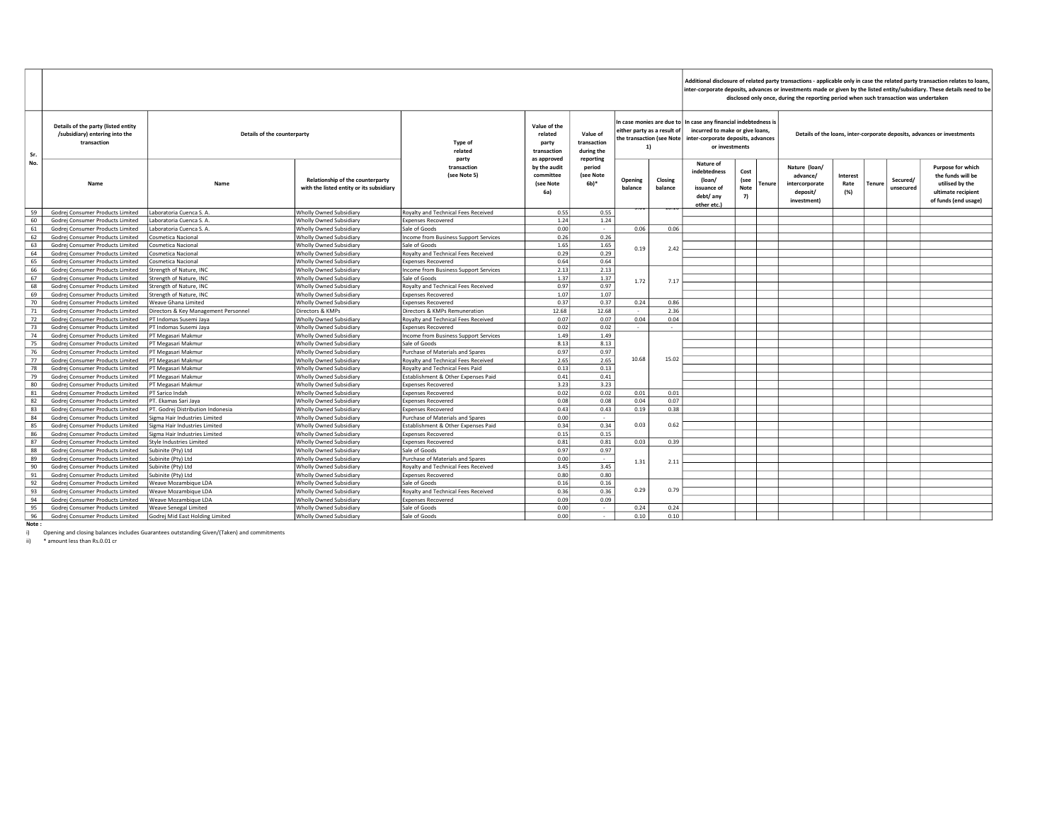| Sr. No. | Details of the party (listed entity /subsidiary) entering into the transaction | Details of the counterparty | | Type of related party transaction (see Note 5) | Value of the related party transaction as approved by the audit committee (see Note 6a) | Value of transaction during the reporting period (see Note 6b)* | In case monies are due to either party as a result of the transaction (see Note 1) | | Additional disclosure of related party transactions - applicable only in case the related party transaction relates to loans, inter-corporate deposits, advances or investments made or given by the listed entity/subsidiary. These details need to be disclosed only once, during the reporting period when such transaction was undertaken | | | | | | | |
|---|---|---|---|---|---|---|---|---|---|---|---|---|---|---|---|---|
| | | | | | | | | | In case any financial indebtedness is incurred to make or give loans, inter-corporate deposits, advances or investments | | | Details of the loans, inter-corporate deposits, advances or investments | | | | |
| | Name | Name | Relationship of the counterparty with the listed entity or its subsidiary | | | | Opening balance | Closing balance | Nature of indebtedness (loan/ issuance of debt/ any other etc.) | Cost (see Note 7) | Tenure | Nature (loan/ advance/ intercorporate deposit/ investment) | Interest Rate (%) | Tenure | Secured/ unsecured | Purpose for which the funds will be utilised by the ultimate recipient of funds (end usage) |
| 59 | Godrej Consumer Products Limited | Laboratoria Cuenca S. A. | Wholly Owned Subsidiary | Royalty and Technical Fees Received | 0.55 | 0.55 | | | | | | | | | | |
| 60 | Godrej Consumer Products Limited | Laboratoria Cuenca S. A. | Wholly Owned Subsidiary | Expenses Recovered | 1.24 | 1.24 | | | | | | | | | | |
| 61 | Godrej Consumer Products Limited | Laboratoria Cuenca S. A. | Wholly Owned Subsidiary | Sale of Goods | 0.00 | - | 0.06 | 0.06 | | | | | | | | |
| 62 | Godrej Consumer Products Limited | Cosmetica Nacional | Wholly Owned Subsidiary | Income from Business Support Services | 0.26 | 0.26 | | | | | | | | | | |
| 63 | Godrej Consumer Products Limited | Cosmetica Nacional | Wholly Owned Subsidiary | Sale of Goods | 1.65 | 1.65 | 0.19 | 2.42 | | | | | | | | |
| 64 | Godrej Consumer Products Limited | Cosmetica Nacional | Wholly Owned Subsidiary | Royalty and Technical Fees Received | 0.29 | 0.29 | | | | | | | | | | |
| 65 | Godrej Consumer Products Limited | Cosmetica Nacional | Wholly Owned Subsidiary | Expenses Recovered | 0.64 | 0.64 | | | | | | | | | | |
| 66 | Godrej Consumer Products Limited | Strength of Nature, INC | Wholly Owned Subsidiary | Income from Business Support Services | 2.13 | 2.13 | | | | | | | | | | |
| 67 | Godrej Consumer Products Limited | Strength of Nature, INC | Wholly Owned Subsidiary | Sale of Goods | 1.37 | 1.37 | 1.72 | 7.17 | | | | | | | | |
| 68 | Godrej Consumer Products Limited | Strength of Nature, INC | Wholly Owned Subsidiary | Royalty and Technical Fees Received | 0.97 | 0.97 | | | | | | | | | | |
| 69 | Godrej Consumer Products Limited | Strength of Nature, INC | Wholly Owned Subsidiary | Expenses Recovered | 1.07 | 1.07 | | | | | | | | | | |
| 70 | Godrej Consumer Products Limited | Weave Ghana Limited | Wholly Owned Subsidiary | Expenses Recovered | 0.37 | 0.37 | 0.24 | 0.86 | | | | | | | | |
| 71 | Godrej Consumer Products Limited | Directors & Key Management Personnel | Directors & KMPs | Directors & KMPs Remuneration | 12.68 | 12.68 | - | 2.36 | | | | | | | | |
| 72 | Godrej Consumer Products Limited | PT Indomas Susemi Jaya | Wholly Owned Subsidiary | Royalty and Technical Fees Received | 0.07 | 0.07 | 0.04 | 0.04 | | | | | | | | |
| 73 | Godrej Consumer Products Limited | PT Indomas Susemi Jaya | Wholly Owned Subsidiary | Expenses Recovered | 0.02 | 0.02 | - | - | | | | | | | | |
| 74 | Godrej Consumer Products Limited | PT Megasari Makmur | Wholly Owned Subsidiary | Income from Business Support Services | 1.49 | 1.49 | | | | | | | | | | |
| 75 | Godrej Consumer Products Limited | PT Megasari Makmur | Wholly Owned Subsidiary | Sale of Goods | 8.13 | 8.13 | | | | | | | | | | |
| 76 | Godrej Consumer Products Limited | PT Megasari Makmur | Wholly Owned Subsidiary | Purchase of Materials and Spares | 0.97 | 0.97 | | | | | | | | | | |
| 77 | Godrej Consumer Products Limited | PT Megasari Makmur | Wholly Owned Subsidiary | Royalty and Technical Fees Received | 2.65 | 2.65 | 10.68 | 15.02 | | | | | | | | |
| 78 | Godrej Consumer Products Limited | PT Megasari Makmur | Wholly Owned Subsidiary | Royalty and Technical Fees Paid | 0.13 | 0.13 | | | | | | | | | | |
| 79 | Godrej Consumer Products Limited | PT Megasari Makmur | Wholly Owned Subsidiary | Establishment & Other Expenses Paid | 0.41 | 0.41 | | | | | | | | | | |
| 80 | Godrej Consumer Products Limited | PT Megasari Makmur | Wholly Owned Subsidiary | Expenses Recovered | 3.23 | 3.23 | | | | | | | | | | |
| 81 | Godrej Consumer Products Limited | PT Sarico Indah | Wholly Owned Subsidiary | Expenses Recovered | 0.02 | 0.02 | 0.01 | 0.01 | | | | | | | | |
| 82 | Godrej Consumer Products Limited | PT. Ekamas Sari Jaya | Wholly Owned Subsidiary | Expenses Recovered | 0.08 | 0.08 | 0.04 | 0.07 | | | | | | | | |
| 83 | Godrej Consumer Products Limited | PT. Godrej Distribution Indonesia | Wholly Owned Subsidiary | Expenses Recovered | 0.43 | 0.43 | 0.19 | 0.38 | | | | | | | | |
| 84 | Godrej Consumer Products Limited | Sigma Hair Industries Limited | Wholly Owned Subsidiary | Purchase of Materials and Spares | 0.00 | - | | | | | | | | | | |
| 85 | Godrej Consumer Products Limited | Sigma Hair Industries Limited | Wholly Owned Subsidiary | Establishment & Other Expenses Paid | 0.34 | 0.34 | 0.03 | 0.62 | | | | | | | | |
| 86 | Godrej Consumer Products Limited | Sigma Hair Industries Limited | Wholly Owned Subsidiary | Expenses Recovered | 0.15 | 0.15 | | | | | | | | | | |
| 87 | Godrej Consumer Products Limited | Style Industries Limited | Wholly Owned Subsidiary | Expenses Recovered | 0.81 | 0.81 | 0.03 | 0.39 | | | | | | | | |
| 88 | Godrej Consumer Products Limited | Subinite (Pty) Ltd | Wholly Owned Subsidiary | Sale of Goods | 0.97 | 0.97 | | | | | | | | | | |
| 89 | Godrej Consumer Products Limited | Subinite (Pty) Ltd | Wholly Owned Subsidiary | Purchase of Materials and Spares | 0.00 | - | 1.31 | 2.11 | | | | | | | | |
| 90 | Godrej Consumer Products Limited | Subinite (Pty) Ltd | Wholly Owned Subsidiary | Royalty and Technical Fees Received | 3.45 | 3.45 | | | | | | | | | | |
| 91 | Godrej Consumer Products Limited | Subinite (Pty) Ltd | Wholly Owned Subsidiary | Expenses Recovered | 0.80 | 0.80 | | | | | | | | | | |
| 92 | Godrej Consumer Products Limited | Weave Mozambique LDA | Wholly Owned Subsidiary | Sale of Goods | 0.16 | 0.16 | | | | | | | | | | |
| 93 | Godrej Consumer Products Limited | Weave Mozambique LDA | Wholly Owned Subsidiary | Royalty and Technical Fees Received | 0.36 | 0.36 | 0.29 | 0.79 | | | | | | | | |
| 94 | Godrej Consumer Products Limited | Weave Mozambique LDA | Wholly Owned Subsidiary | Expenses Recovered | 0.09 | 0.09 | | | | | | | | | | |
| 95 | Godrej Consumer Products Limited | Weave Senegal Limited | Wholly Owned Subsidiary | Sale of Goods | 0.00 | - | 0.24 | 0.24 | | | | | | | | |
| 96 | Godrej Consumer Products Limited | Godrej Mid East Holding Limited | Wholly Owned Subsidiary | Sale of Goods | 0.00 | - | 0.10 | 0.10 | | | | | | | | |

**Note :**

i) Opening and closing balances includes Guarantees outstanding Given/(Taken) and commitments

ii) * amount less than Rs.0.01 cr